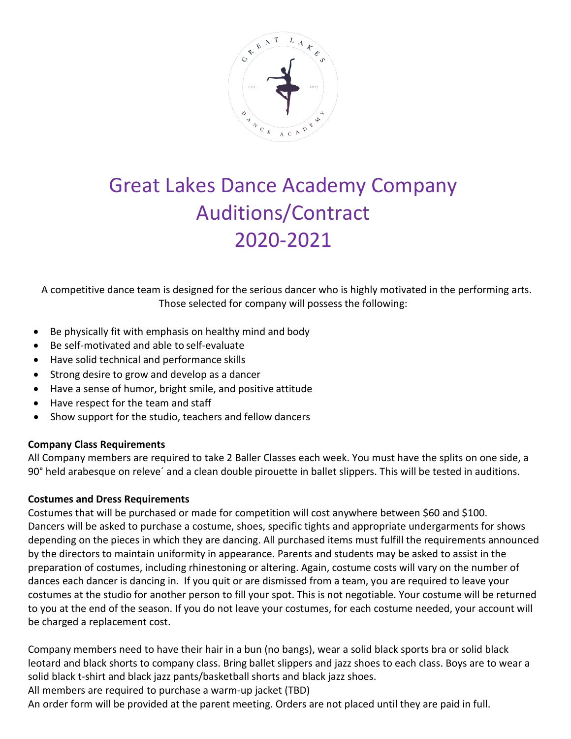# Great Lakes Dance Academy Company Auditions/Contract 2020-2021

A competitive dance team is designed for the serious dancer who is highly motivated in the performing arts. Those selected for company will possess the following:

- Be physically fit with emphasis on healthy mind and body
- Be self-motivated and able to self-evaluate
- Have solid technical and performance skills
- Strong desire to grow and develop as a dancer
- Have a sense of humor, bright smile, and positive attitude
- Have respect for the team and staff
- Show support for the studio, teachers and fellow dancers

**Company Class Requirements**

All Company members are required to take 2 Baller Classes each week. You must have the splits on one side, a 90° held arabesque on releve´ and a clean double pirouette in ballet slippers. This will be tested in auditions.

**Costumes and Dress Requirements**

Costumes that will be purchased or made for competition will cost anywhere between $60 and $100. Dancers will be asked to purchase a costume, shoes, specific tights and appropriate undergarments for shows depending on the pieces in which they are dancing. All purchased items must fulfill the requirements announced by the directors to maintain uniformity in appearance. Parents and students may be asked to assist in the preparation of costumes, including rhinestoning or altering. Again, costume costs will vary on the number of dances each dancer is dancing in. If you quit or are dismissed from a team, you are required to leave your costumes at the studio for another person to fill your spot. This is not negotiable. Your costume will be returned to you at the end of the season. If you do not leave your costumes, for each costume needed, your account will be charged a replacement cost.

Company members need to have their hair in a bun (no bangs), wear a solid black sports bra or solid black leotard and black shorts to company class. Bring ballet slippers and jazz shoes to each class. Boys are to wear a solid black t-shirt and black jazz pants/basketball shorts and black jazz shoes.

All members are required to purchase a warm-up jacket (TBD)

An order form will be provided at the parent meeting. Orders are not placed until they are paid in full.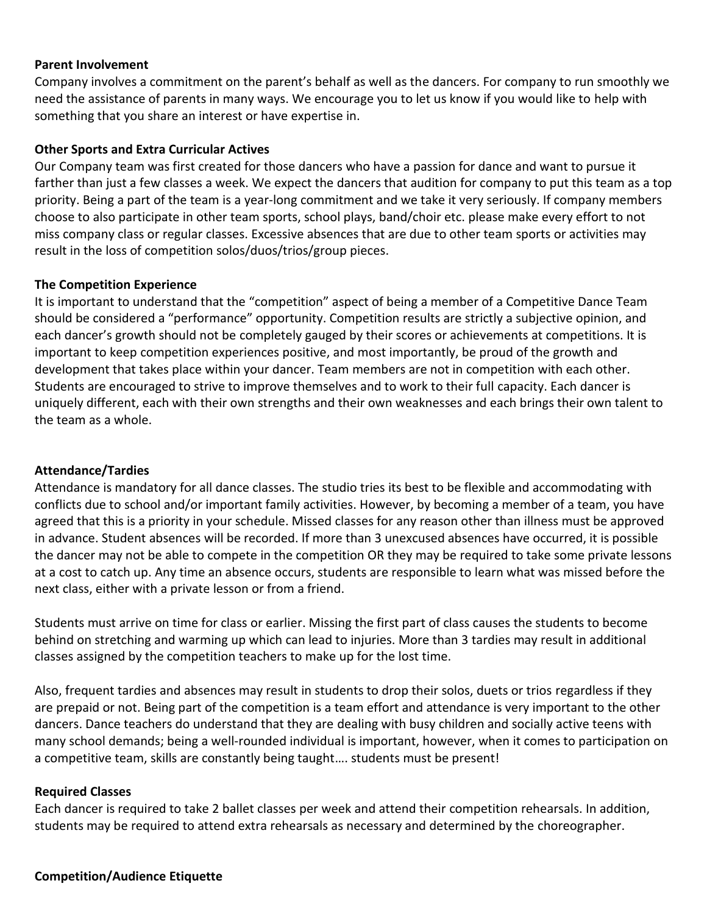**Parent Involvement**

Company involves a commitment on the parent's behalf as well as the dancers. For company to run smoothly we need the assistance of parents in many ways. We encourage you to let us know if you would like to help with something that you share an interest or have expertise in.

**Other Sports and Extra Curricular Actives**

Our Company team was first created for those dancers who have a passion for dance and want to pursue it farther than just a few classes a week. We expect the dancers that audition for company to put this team as a top priority. Being a part of the team is a year-long commitment and we take it very seriously. If company members choose to also participate in other team sports, school plays, band/choir etc. please make every effort to not miss company class or regular classes. Excessive absences that are due to other team sports or activities may result in the loss of competition solos/duos/trios/group pieces.

**The Competition Experience**

It is important to understand that the "competition" aspect of being a member of a Competitive Dance Team should be considered a "performance" opportunity. Competition results are strictly a subjective opinion, and each dancer's growth should not be completely gauged by their scores or achievements at competitions. It is important to keep competition experiences positive, and most importantly, be proud of the growth and development that takes place within your dancer. Team members are not in competition with each other. Students are encouraged to strive to improve themselves and to work to their full capacity. Each dancer is uniquely different, each with their own strengths and their own weaknesses and each brings their own talent to the team as a whole.

**Attendance/Tardies**

Attendance is mandatory for all dance classes. The studio tries its best to be flexible and accommodating with conflicts due to school and/or important family activities. However, by becoming a member of a team, you have agreed that this is a priority in your schedule. Missed classes for any reason other than illness must be approved in advance. Student absences will be recorded. If more than 3 unexcused absences have occurred, it is possible the dancer may not be able to compete in the competition OR they may be required to take some private lessons at a cost to catch up. Any time an absence occurs, students are responsible to learn what was missed before the next class, either with a private lesson or from a friend.

Students must arrive on time for class or earlier. Missing the first part of class causes the students to become behind on stretching and warming up which can lead to injuries. More than 3 tardies may result in additional classes assigned by the competition teachers to make up for the lost time.

Also, frequent tardies and absences may result in students to drop their solos, duets or trios regardless if they are prepaid or not. Being part of the competition is a team effort and attendance is very important to the other dancers. Dance teachers do understand that they are dealing with busy children and socially active teens with many school demands; being a well-rounded individual is important, however, when it comes to participation on a competitive team, skills are constantly being taught…. students must be present!

**Required Classes**

Each dancer is required to take 2 ballet classes per week and attend their competition rehearsals. In addition, students may be required to attend extra rehearsals as necessary and determined by the choreographer.

**Competition/Audience Etiquette**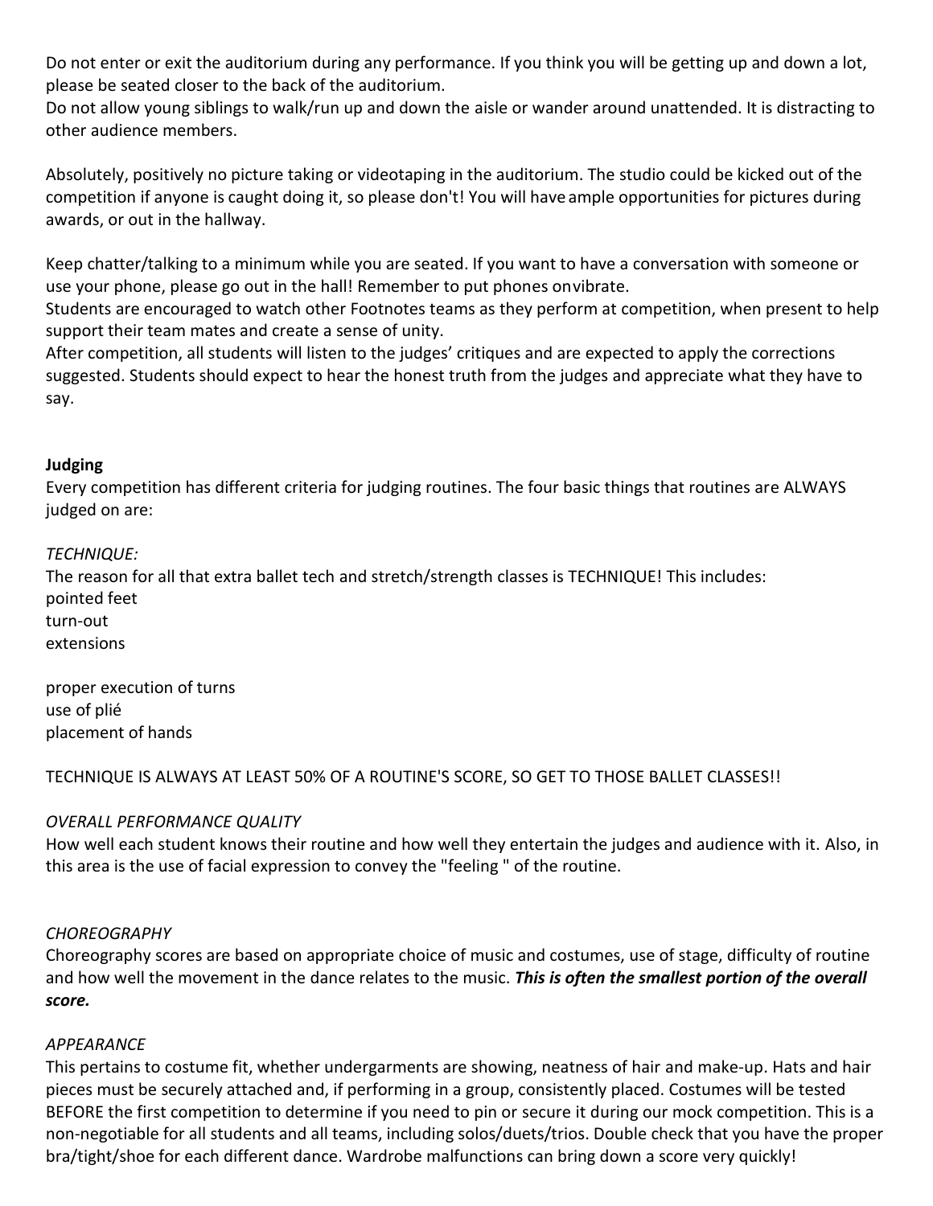Do not enter or exit the auditorium during any performance. If you think you will be getting up and down a lot, please be seated closer to the back of the auditorium.
Do not allow young siblings to walk/run up and down the aisle or wander around unattended. It is distracting to other audience members.

Absolutely, positively no picture taking or videotaping in the auditorium. The studio could be kicked out of the competition if anyone is caught doing it, so please don't! You will have ample opportunities for pictures during awards, or out in the hallway.

Keep chatter/talking to a minimum while you are seated. If you want to have a conversation with someone or use your phone, please go out in the hall! Remember to put phones on vibrate.
Students are encouraged to watch other Footnotes teams as they perform at competition, when present to help support their team mates and create a sense of unity.
After competition, all students will listen to the judges' critiques and are expected to apply the corrections suggested. Students should expect to hear the honest truth from the judges and appreciate what they have to say.

**Judging**
Every competition has different criteria for judging routines. The four basic things that routines are ALWAYS judged on are:

*TECHNIQUE:*
The reason for all that extra ballet tech and stretch/strength classes is TECHNIQUE! This includes:
pointed feet
turn-out
extensions

proper execution of turns
use of plié
placement of hands

TECHNIQUE IS ALWAYS AT LEAST 50% OF A ROUTINE'S SCORE, SO GET TO THOSE BALLET CLASSES!!

*OVERALL PERFORMANCE QUALITY*
How well each student knows their routine and how well they entertain the judges and audience with it. Also, in this area is the use of facial expression to convey the "feeling " of the routine.

*CHOREOGRAPHY*
Choreography scores are based on appropriate choice of music and costumes, use of stage, difficulty of routine and how well the movement in the dance relates to the music. ***This is often the smallest portion of the overall score.***

*APPEARANCE*
This pertains to costume fit, whether undergarments are showing, neatness of hair and make-up. Hats and hair pieces must be securely attached and, if performing in a group, consistently placed. Costumes will be tested BEFORE the first competition to determine if you need to pin or secure it during our mock competition. This is a non-negotiable for all students and all teams, including solos/duets/trios. Double check that you have the proper bra/tight/shoe for each different dance. Wardrobe malfunctions can bring down a score very quickly!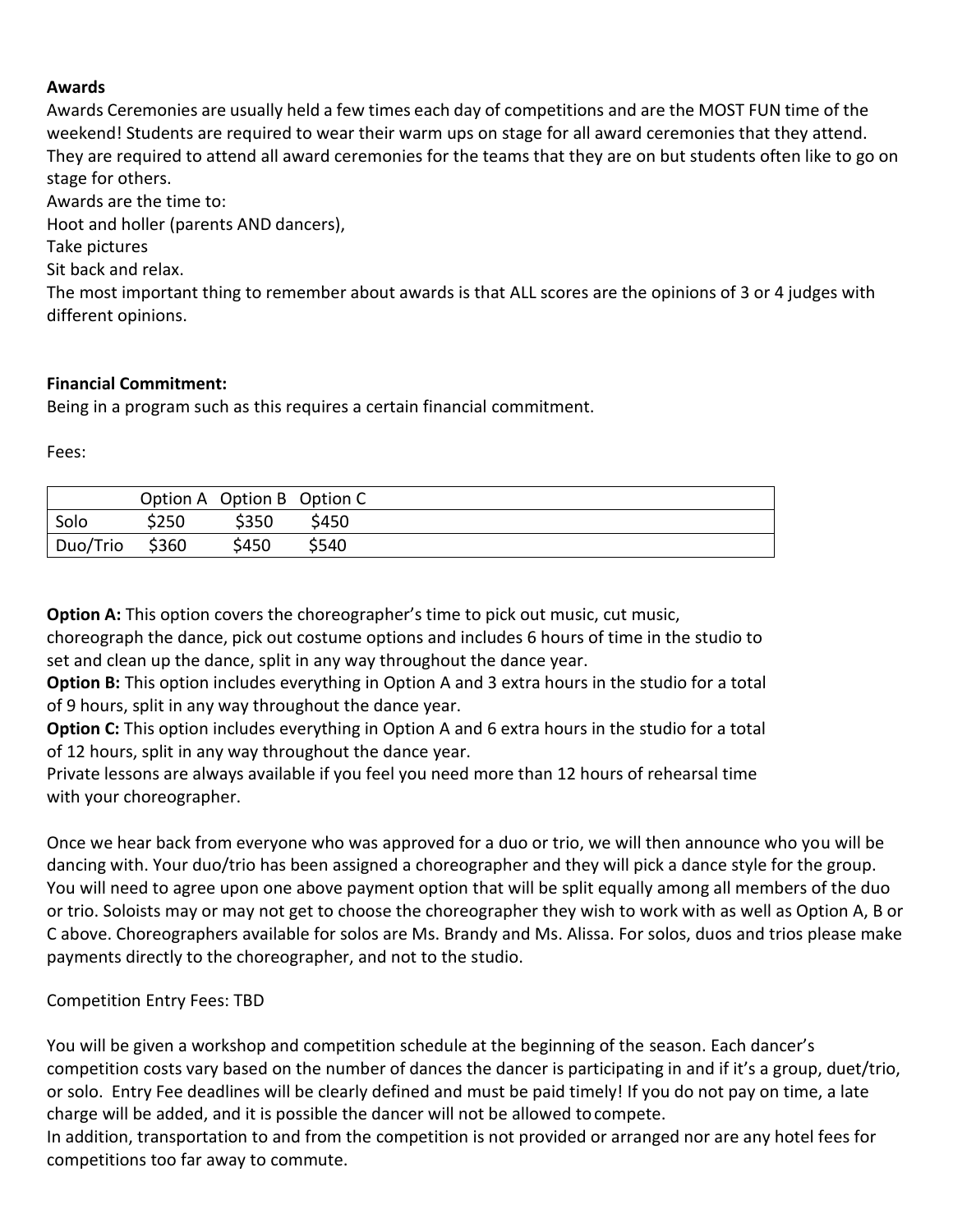**Awards**

Awards Ceremonies are usually held a few times each day of competitions and are the MOST FUN time of the weekend! Students are required to wear their warm ups on stage for all award ceremonies that they attend. They are required to attend all award ceremonies for the teams that they are on but students often like to go on stage for others.

Awards are the time to:

Hoot and holler (parents AND dancers),

Take pictures

Sit back and relax.

The most important thing to remember about awards is that ALL scores are the opinions of 3 or 4 judges with different opinions.

**Financial Commitment:**

Being in a program such as this requires a certain financial commitment.

Fees:

| | Option A | Option B | Option C |
|---|---|---|---|
| Solo | $250 | $350 | $450 |
| Duo/Trio | $360 | $450 | $540 |

**Option A:** This option covers the choreographer's time to pick out music, cut music, choreograph the dance, pick out costume options and includes 6 hours of time in the studio to set and clean up the dance, split in any way throughout the dance year.

**Option B:** This option includes everything in Option A and 3 extra hours in the studio for a total of 9 hours, split in any way throughout the dance year.

**Option C:** This option includes everything in Option A and 6 extra hours in the studio for a total of 12 hours, split in any way throughout the dance year.

Private lessons are always available if you feel you need more than 12 hours of rehearsal time with your choreographer.

Once we hear back from everyone who was approved for a duo or trio, we will then announce who you will be dancing with. Your duo/trio has been assigned a choreographer and they will pick a dance style for the group. You will need to agree upon one above payment option that will be split equally among all members of the duo or trio. Soloists may or may not get to choose the choreographer they wish to work with as well as Option A, B or C above. Choreographers available for solos are Ms. Brandy and Ms. Alissa. For solos, duos and trios please make payments directly to the choreographer, and not to the studio.

Competition Entry Fees: TBD

You will be given a workshop and competition schedule at the beginning of the season. Each dancer's competition costs vary based on the number of dances the dancer is participating in and if it's a group, duet/trio, or solo. Entry Fee deadlines will be clearly defined and must be paid timely! If you do not pay on time, a late charge will be added, and it is possible the dancer will not be allowed to compete.

In addition, transportation to and from the competition is not provided or arranged nor are any hotel fees for competitions too far away to commute.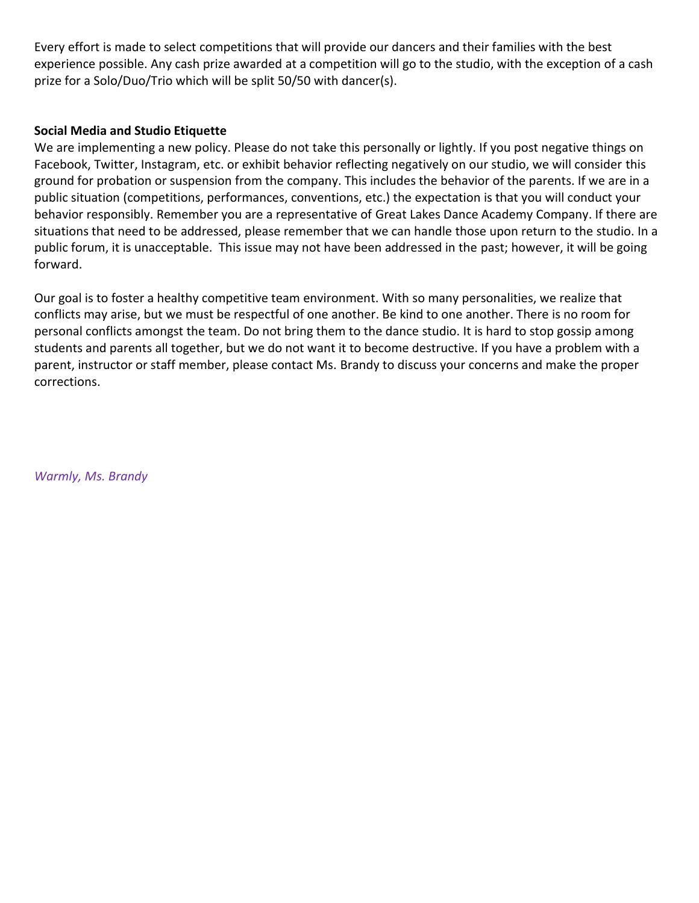Every effort is made to select competitions that will provide our dancers and their families with the best experience possible. Any cash prize awarded at a competition will go to the studio, with the exception of a cash prize for a Solo/Duo/Trio which will be split 50/50 with dancer(s).

**Social Media and Studio Etiquette**

We are implementing a new policy. Please do not take this personally or lightly. If you post negative things on Facebook, Twitter, Instagram, etc. or exhibit behavior reflecting negatively on our studio, we will consider this ground for probation or suspension from the company. This includes the behavior of the parents. If we are in a public situation (competitions, performances, conventions, etc.) the expectation is that you will conduct your behavior responsibly. Remember you are a representative of Great Lakes Dance Academy Company. If there are situations that need to be addressed, please remember that we can handle those upon return to the studio. In a public forum, it is unacceptable. This issue may not have been addressed in the past; however, it will be going forward.

Our goal is to foster a healthy competitive team environment. With so many personalities, we realize that conflicts may arise, but we must be respectful of one another. Be kind to one another. There is no room for personal conflicts amongst the team. Do not bring them to the dance studio. It is hard to stop gossip among students and parents all together, but we do not want it to become destructive. If you have a problem with a parent, instructor or staff member, please contact Ms. Brandy to discuss your concerns and make the proper corrections.

*Warmly, Ms. Brandy*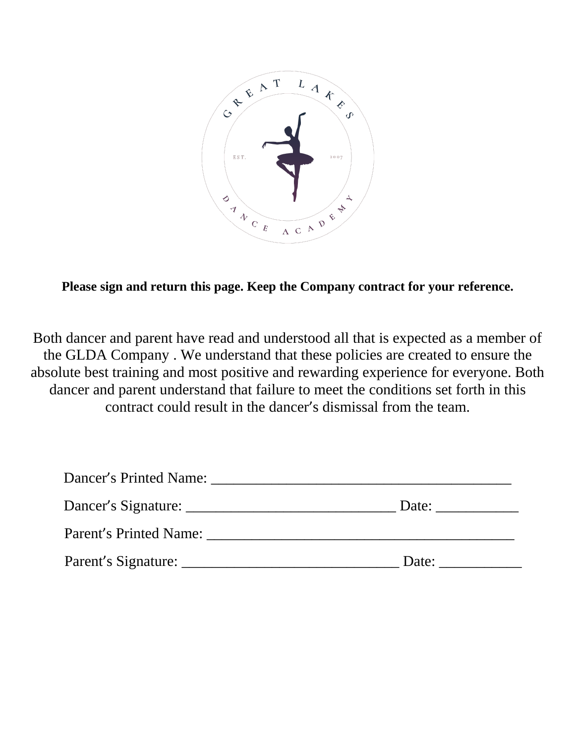**Please sign and return this page. Keep the Company contract for your reference.**

Both dancer and parent have read and understood all that is expected as a member of the GLDA Company . We understand that these policies are created to ensure the absolute best training and most positive and rewarding experience for everyone. Both dancer and parent understand that failure to meet the conditions set forth in this contract could result in the dancer's dismissal from the team.

Dancer's Printed Name: ________________________________________

Dancer's Signature: ____________________________ Date: ___________

Parent's Printed Name: __________________________________________

Parent's Signature: _____________________________ Date: ___________